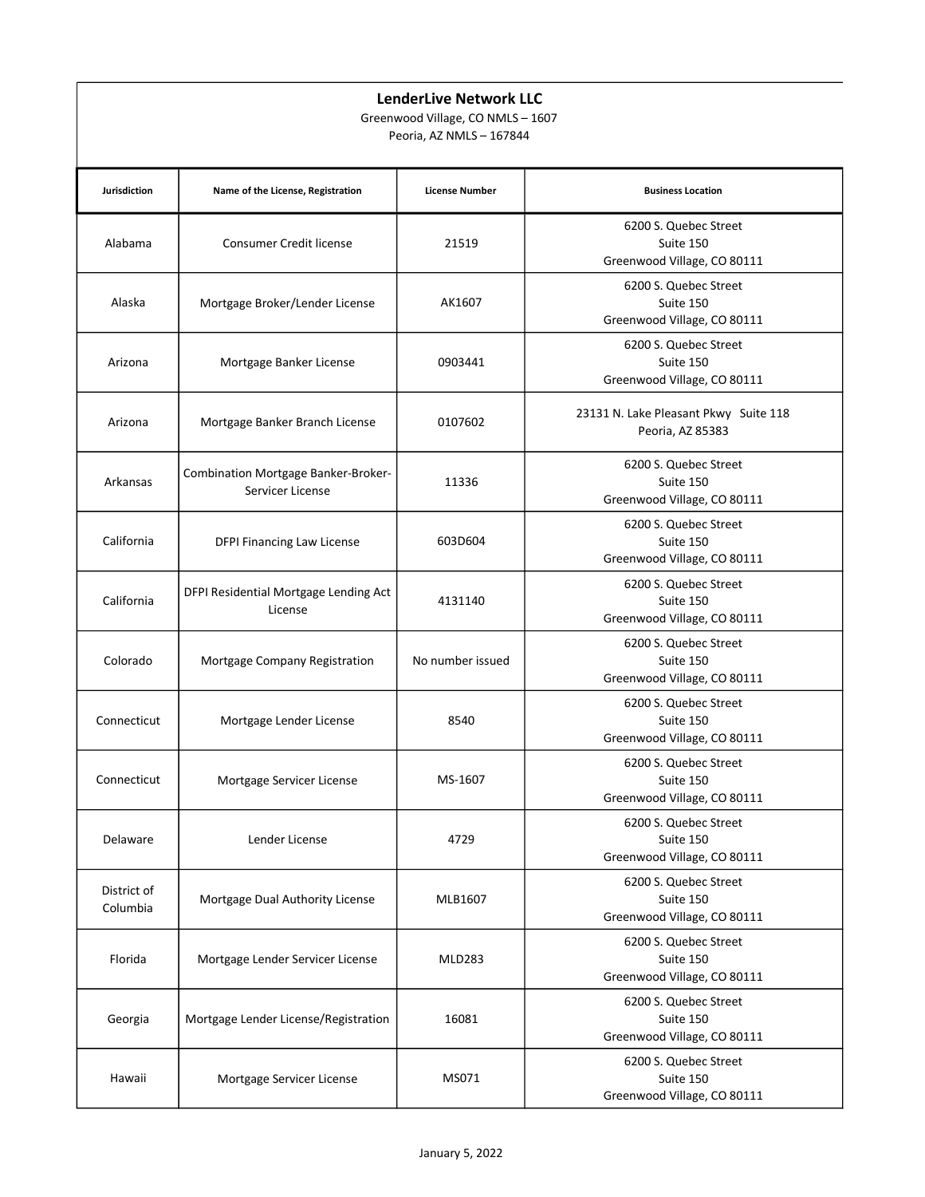## LenderLive Network LLC

Greenwood Village, CO NMLS – 1607
Peoria, AZ NMLS – 167844

| Jurisdiction | Name of the License, Registration | License Number | Business Location |
|---|---|---|---|
| Alabama | Consumer Credit license | 21519 | 6200 S. Quebec Street Suite 150 Greenwood Village, CO 80111 |
| Alaska | Mortgage Broker/Lender License | AK1607 | 6200 S. Quebec Street Suite 150 Greenwood Village, CO 80111 |
| Arizona | Mortgage Banker License | 0903441 | 6200 S. Quebec Street Suite 150 Greenwood Village, CO 80111 |
| Arizona | Mortgage Banker Branch License | 0107602 | 23131 N. Lake Pleasant Pkwy Suite 118 Peoria, AZ 85383 |
| Arkansas | Combination Mortgage Banker-Broker-Servicer License | 11336 | 6200 S. Quebec Street Suite 150 Greenwood Village, CO 80111 |
| California | DFPI Financing Law License | 603D604 | 6200 S. Quebec Street Suite 150 Greenwood Village, CO 80111 |
| California | DFPI Residential Mortgage Lending Act License | 4131140 | 6200 S. Quebec Street Suite 150 Greenwood Village, CO 80111 |
| Colorado | Mortgage Company Registration | No number issued | 6200 S. Quebec Street Suite 150 Greenwood Village, CO 80111 |
| Connecticut | Mortgage Lender License | 8540 | 6200 S. Quebec Street Suite 150 Greenwood Village, CO 80111 |
| Connecticut | Mortgage Servicer License | MS-1607 | 6200 S. Quebec Street Suite 150 Greenwood Village, CO 80111 |
| Delaware | Lender License | 4729 | 6200 S. Quebec Street Suite 150 Greenwood Village, CO 80111 |
| District of Columbia | Mortgage Dual Authority License | MLB1607 | 6200 S. Quebec Street Suite 150 Greenwood Village, CO 80111 |
| Florida | Mortgage Lender Servicer License | MLD283 | 6200 S. Quebec Street Suite 150 Greenwood Village, CO 80111 |
| Georgia | Mortgage Lender License/Registration | 16081 | 6200 S. Quebec Street Suite 150 Greenwood Village, CO 80111 |
| Hawaii | Mortgage Servicer License | MS071 | 6200 S. Quebec Street Suite 150 Greenwood Village, CO 80111 |

January 5, 2022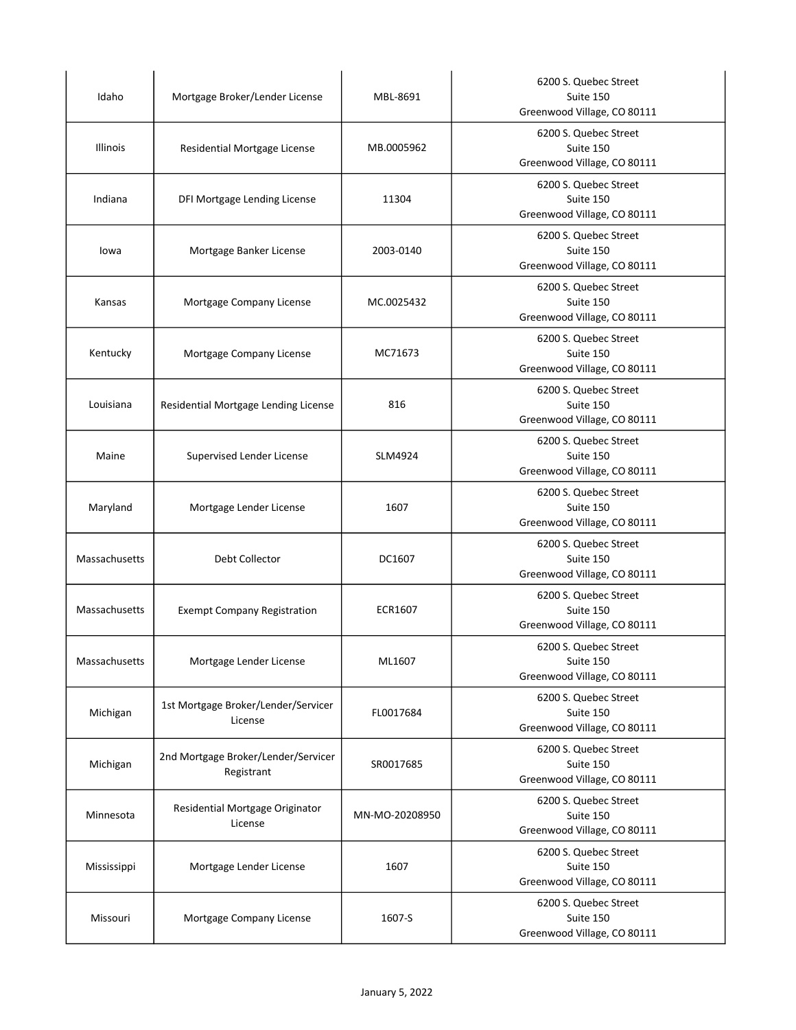| | | | |
|---|---|---|---|
| Idaho | Mortgage Broker/Lender License | MBL-8691 | 6200 S. Quebec Street<br>Suite 150<br>Greenwood Village, CO 80111 |
| Illinois | Residential Mortgage License | MB.0005962 | 6200 S. Quebec Street<br>Suite 150<br>Greenwood Village, CO 80111 |
| Indiana | DFI Mortgage Lending License | 11304 | 6200 S. Quebec Street<br>Suite 150<br>Greenwood Village, CO 80111 |
| Iowa | Mortgage Banker License | 2003-0140 | 6200 S. Quebec Street<br>Suite 150<br>Greenwood Village, CO 80111 |
| Kansas | Mortgage Company License | MC.0025432 | 6200 S. Quebec Street<br>Suite 150<br>Greenwood Village, CO 80111 |
| Kentucky | Mortgage Company License | MC71673 | 6200 S. Quebec Street<br>Suite 150<br>Greenwood Village, CO 80111 |
| Louisiana | Residential Mortgage Lending License | 816 | 6200 S. Quebec Street<br>Suite 150<br>Greenwood Village, CO 80111 |
| Maine | Supervised Lender License | SLM4924 | 6200 S. Quebec Street<br>Suite 150<br>Greenwood Village, CO 80111 |
| Maryland | Mortgage Lender License | 1607 | 6200 S. Quebec Street<br>Suite 150<br>Greenwood Village, CO 80111 |
| Massachusetts | Debt Collector | DC1607 | 6200 S. Quebec Street<br>Suite 150<br>Greenwood Village, CO 80111 |
| Massachusetts | Exempt Company Registration | ECR1607 | 6200 S. Quebec Street<br>Suite 150<br>Greenwood Village, CO 80111 |
| Massachusetts | Mortgage Lender License | ML1607 | 6200 S. Quebec Street<br>Suite 150<br>Greenwood Village, CO 80111 |
| Michigan | 1st Mortgage Broker/Lender/Servicer License | FL0017684 | 6200 S. Quebec Street<br>Suite 150<br>Greenwood Village, CO 80111 |
| Michigan | 2nd Mortgage Broker/Lender/Servicer Registrant | SR0017685 | 6200 S. Quebec Street<br>Suite 150<br>Greenwood Village, CO 80111 |
| Minnesota | Residential Mortgage Originator License | MN-MO-20208950 | 6200 S. Quebec Street<br>Suite 150<br>Greenwood Village, CO 80111 |
| Mississippi | Mortgage Lender License | 1607 | 6200 S. Quebec Street<br>Suite 150<br>Greenwood Village, CO 80111 |
| Missouri | Mortgage Company License | 1607-S | 6200 S. Quebec Street<br>Suite 150<br>Greenwood Village, CO 80111 |

January 5, 2022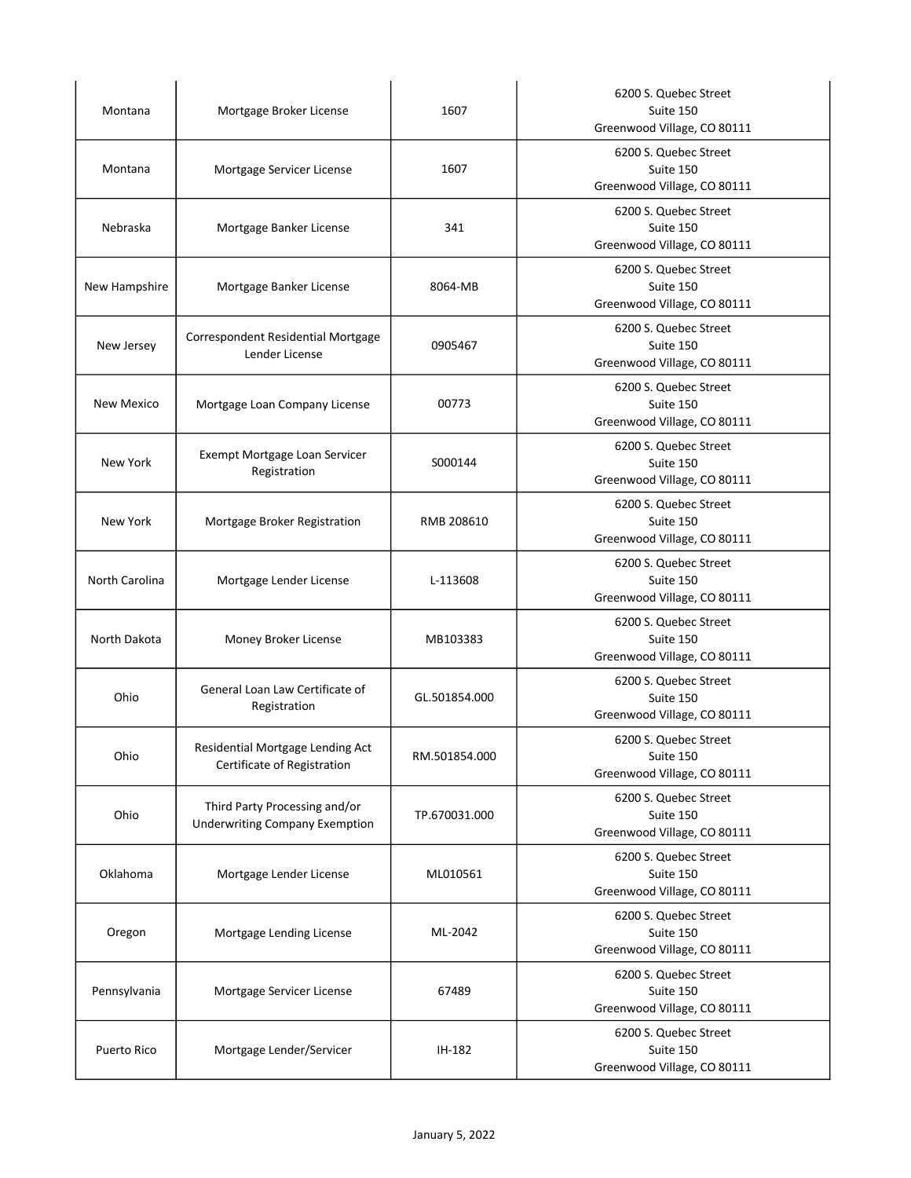| | | | |
|---|---|---|---|
| Montana | Mortgage Broker License | 1607 | 6200 S. Quebec Street<br>Suite 150<br>Greenwood Village, CO 80111 |
| Montana | Mortgage Servicer License | 1607 | 6200 S. Quebec Street<br>Suite 150<br>Greenwood Village, CO 80111 |
| Nebraska | Mortgage Banker License | 341 | 6200 S. Quebec Street<br>Suite 150<br>Greenwood Village, CO 80111 |
| New Hampshire | Mortgage Banker License | 8064-MB | 6200 S. Quebec Street<br>Suite 150<br>Greenwood Village, CO 80111 |
| New Jersey | Correspondent Residential Mortgage Lender License | 0905467 | 6200 S. Quebec Street<br>Suite 150<br>Greenwood Village, CO 80111 |
| New Mexico | Mortgage Loan Company License | 00773 | 6200 S. Quebec Street<br>Suite 150<br>Greenwood Village, CO 80111 |
| New York | Exempt Mortgage Loan Servicer Registration | S000144 | 6200 S. Quebec Street<br>Suite 150<br>Greenwood Village, CO 80111 |
| New York | Mortgage Broker Registration | RMB 208610 | 6200 S. Quebec Street<br>Suite 150<br>Greenwood Village, CO 80111 |
| North Carolina | Mortgage Lender License | L-113608 | 6200 S. Quebec Street<br>Suite 150<br>Greenwood Village, CO 80111 |
| North Dakota | Money Broker License | MB103383 | 6200 S. Quebec Street<br>Suite 150<br>Greenwood Village, CO 80111 |
| Ohio | General Loan Law Certificate of Registration | GL.501854.000 | 6200 S. Quebec Street<br>Suite 150<br>Greenwood Village, CO 80111 |
| Ohio | Residential Mortgage Lending Act Certificate of Registration | RM.501854.000 | 6200 S. Quebec Street<br>Suite 150<br>Greenwood Village, CO 80111 |
| Ohio | Third Party Processing and/or Underwriting Company Exemption | TP.670031.000 | 6200 S. Quebec Street<br>Suite 150<br>Greenwood Village, CO 80111 |
| Oklahoma | Mortgage Lender License | ML010561 | 6200 S. Quebec Street<br>Suite 150<br>Greenwood Village, CO 80111 |
| Oregon | Mortgage Lending License | ML-2042 | 6200 S. Quebec Street<br>Suite 150<br>Greenwood Village, CO 80111 |
| Pennsylvania | Mortgage Servicer License | 67489 | 6200 S. Quebec Street<br>Suite 150<br>Greenwood Village, CO 80111 |
| Puerto Rico | Mortgage Lender/Servicer | IH-182 | 6200 S. Quebec Street<br>Suite 150<br>Greenwood Village, CO 80111 |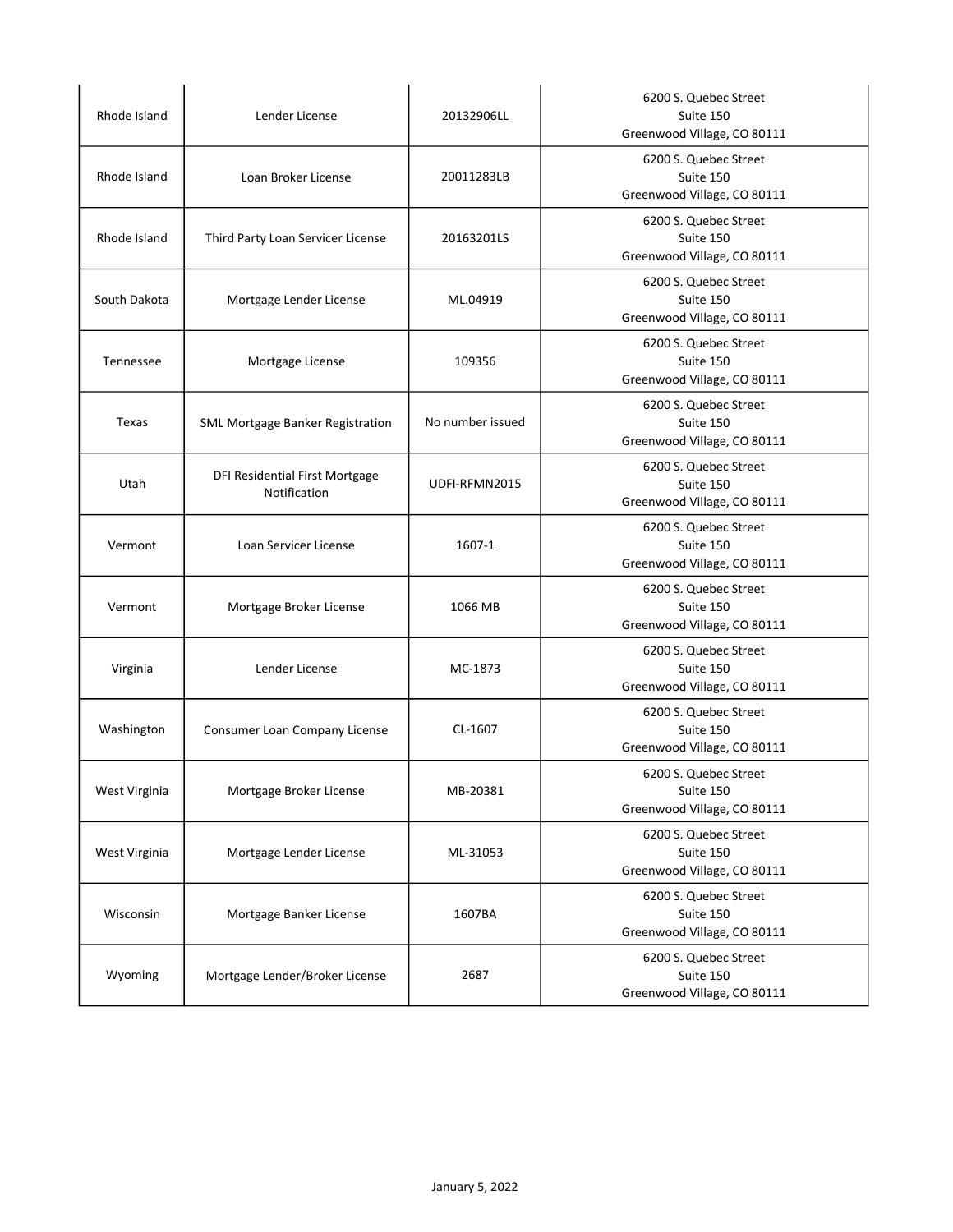| | | | |
|---|---|---|---|
| Rhode Island | Lender License | 20132906LL | 6200 S. Quebec Street<br>Suite 150<br>Greenwood Village, CO 80111 |
| Rhode Island | Loan Broker License | 20011283LB | 6200 S. Quebec Street<br>Suite 150<br>Greenwood Village, CO 80111 |
| Rhode Island | Third Party Loan Servicer License | 20163201LS | 6200 S. Quebec Street<br>Suite 150<br>Greenwood Village, CO 80111 |
| South Dakota | Mortgage Lender License | ML.04919 | 6200 S. Quebec Street<br>Suite 150<br>Greenwood Village, CO 80111 |
| Tennessee | Mortgage License | 109356 | 6200 S. Quebec Street<br>Suite 150<br>Greenwood Village, CO 80111 |
| Texas | SML Mortgage Banker Registration | No number issued | 6200 S. Quebec Street<br>Suite 150<br>Greenwood Village, CO 80111 |
| Utah | DFI Residential First Mortgage Notification | UDFI-RFMN2015 | 6200 S. Quebec Street<br>Suite 150<br>Greenwood Village, CO 80111 |
| Vermont | Loan Servicer License | 1607-1 | 6200 S. Quebec Street<br>Suite 150<br>Greenwood Village, CO 80111 |
| Vermont | Mortgage Broker License | 1066 MB | 6200 S. Quebec Street<br>Suite 150<br>Greenwood Village, CO 80111 |
| Virginia | Lender License | MC-1873 | 6200 S. Quebec Street<br>Suite 150<br>Greenwood Village, CO 80111 |
| Washington | Consumer Loan Company License | CL-1607 | 6200 S. Quebec Street<br>Suite 150<br>Greenwood Village, CO 80111 |
| West Virginia | Mortgage Broker License | MB-20381 | 6200 S. Quebec Street<br>Suite 150<br>Greenwood Village, CO 80111 |
| West Virginia | Mortgage Lender License | ML-31053 | 6200 S. Quebec Street<br>Suite 150<br>Greenwood Village, CO 80111 |
| Wisconsin | Mortgage Banker License | 1607BA | 6200 S. Quebec Street<br>Suite 150<br>Greenwood Village, CO 80111 |
| Wyoming | Mortgage Lender/Broker License | 2687 | 6200 S. Quebec Street<br>Suite 150<br>Greenwood Village, CO 80111 |

January 5, 2022